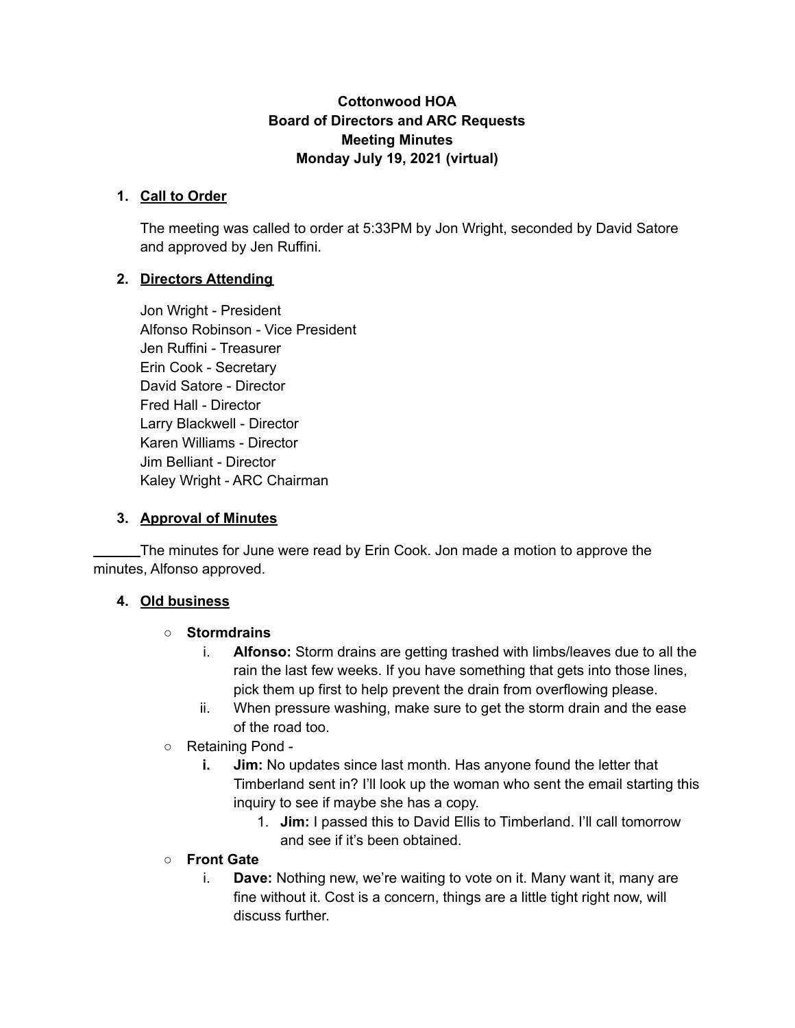**Cottonwood HOA**
**Board of Directors and ARC Requests**
**Meeting Minutes**
**Monday July 19, 2021 (virtual)**

1. **Call to Order**

   The meeting was called to order at 5:33PM by Jon Wright, seconded by David Satore and approved by Jen Ruffini.

2. **Directors Attending**

   Jon Wright - President
   Alfonso Robinson - Vice President
   Jen Ruffini - Treasurer
   Erin Cook - Secretary
   David Satore - Director
   Fred Hall - Director
   Larry Blackwell - Director
   Karen Williams - Director
   Jim Belliant - Director
   Kaley Wright - ARC Chairman

3. **Approval of Minutes**

______The minutes for June were read by Erin Cook. Jon made a motion to approve the minutes, Alfonso approved.

4. **Old business**

   - **Stormdrains**
     i. **Alfonso:** Storm drains are getting trashed with limbs/leaves due to all the rain the last few weeks. If you have something that gets into those lines, pick them up first to help prevent the drain from overflowing please.
     ii. When pressure washing, make sure to get the storm drain and the ease of the road too.
   - Retaining Pond -
     **i.** **Jim:** No updates since last month. Has anyone found the letter that Timberland sent in? I'll look up the woman who sent the email starting this inquiry to see if maybe she has a copy.
        1. **Jim:** I passed this to David Ellis to Timberland. I'll call tomorrow and see if it's been obtained.
   - **Front Gate**
     i. **Dave:** Nothing new, we're waiting to vote on it. Many want it, many are fine without it. Cost is a concern, things are a little tight right now, will discuss further.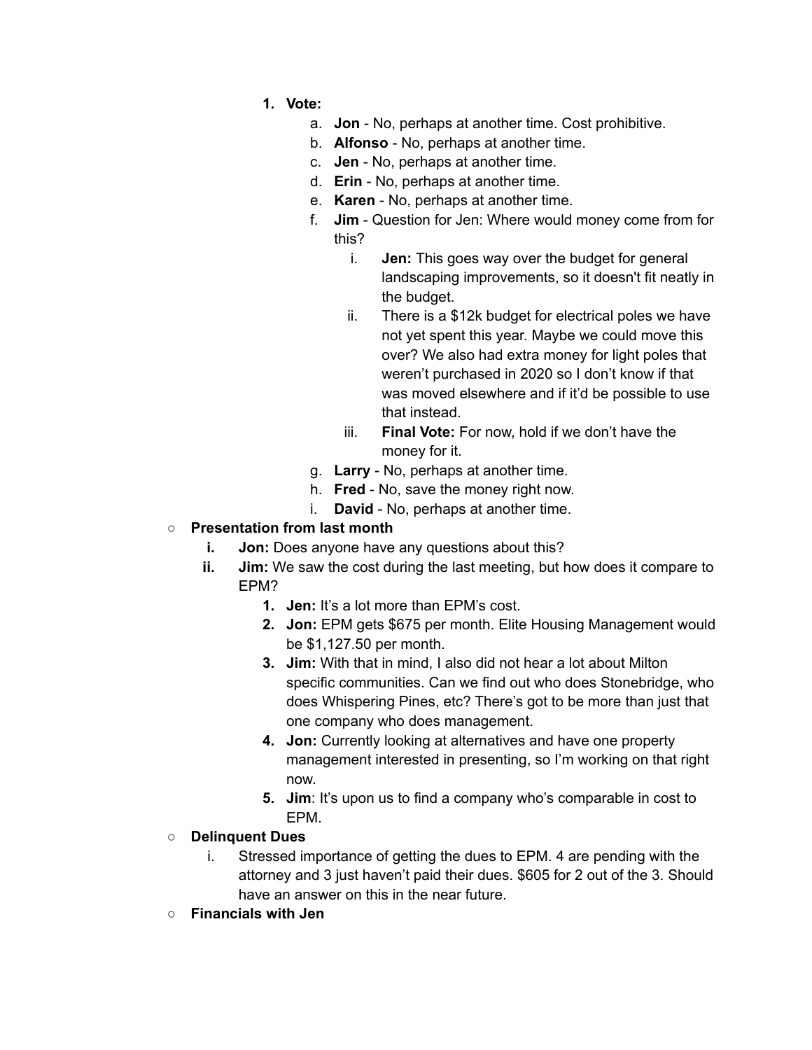1. **Vote:**
    a. **Jon** - No, perhaps at another time. Cost prohibitive.
    b. **Alfonso** - No, perhaps at another time.
    c. **Jen** - No, perhaps at another time.
    d. **Erin** - No, perhaps at another time.
    e. **Karen** - No, perhaps at another time.
    f. **Jim** - Question for Jen: Where would money come from for this?
        i. **Jen:** This goes way over the budget for general landscaping improvements, so it doesn't fit neatly in the budget.
        ii. There is a $12k budget for electrical poles we have not yet spent this year. Maybe we could move this over? We also had extra money for light poles that weren't purchased in 2020 so I don't know if that was moved elsewhere and if it'd be possible to use that instead.
        iii. **Final Vote:** For now, hold if we don't have the money for it.
    g. **Larry** - No, perhaps at another time.
    h. **Fred** - No, save the money right now.
    i. **David** - No, perhaps at another time.

- **Presentation from last month**
    i. **Jon:** Does anyone have any questions about this?
    ii. **Jim:** We saw the cost during the last meeting, but how does it compare to EPM?
        1. **Jen:** It's a lot more than EPM's cost.
        2. **Jon:** EPM gets $675 per month. Elite Housing Management would be $1,127.50 per month.
        3. **Jim:** With that in mind, I also did not hear a lot about Milton specific communities. Can we find out who does Stonebridge, who does Whispering Pines, etc? There's got to be more than just that one company who does management.
        4. **Jon:** Currently looking at alternatives and have one property management interested in presenting, so I'm working on that right now.
        5. **Jim**: It's upon us to find a company who's comparable in cost to EPM.
- **Delinquent Dues**
    i. Stressed importance of getting the dues to EPM. 4 are pending with the attorney and 3 just haven't paid their dues. $605 for 2 out of the 3. Should have an answer on this in the near future.
- **Financials with Jen**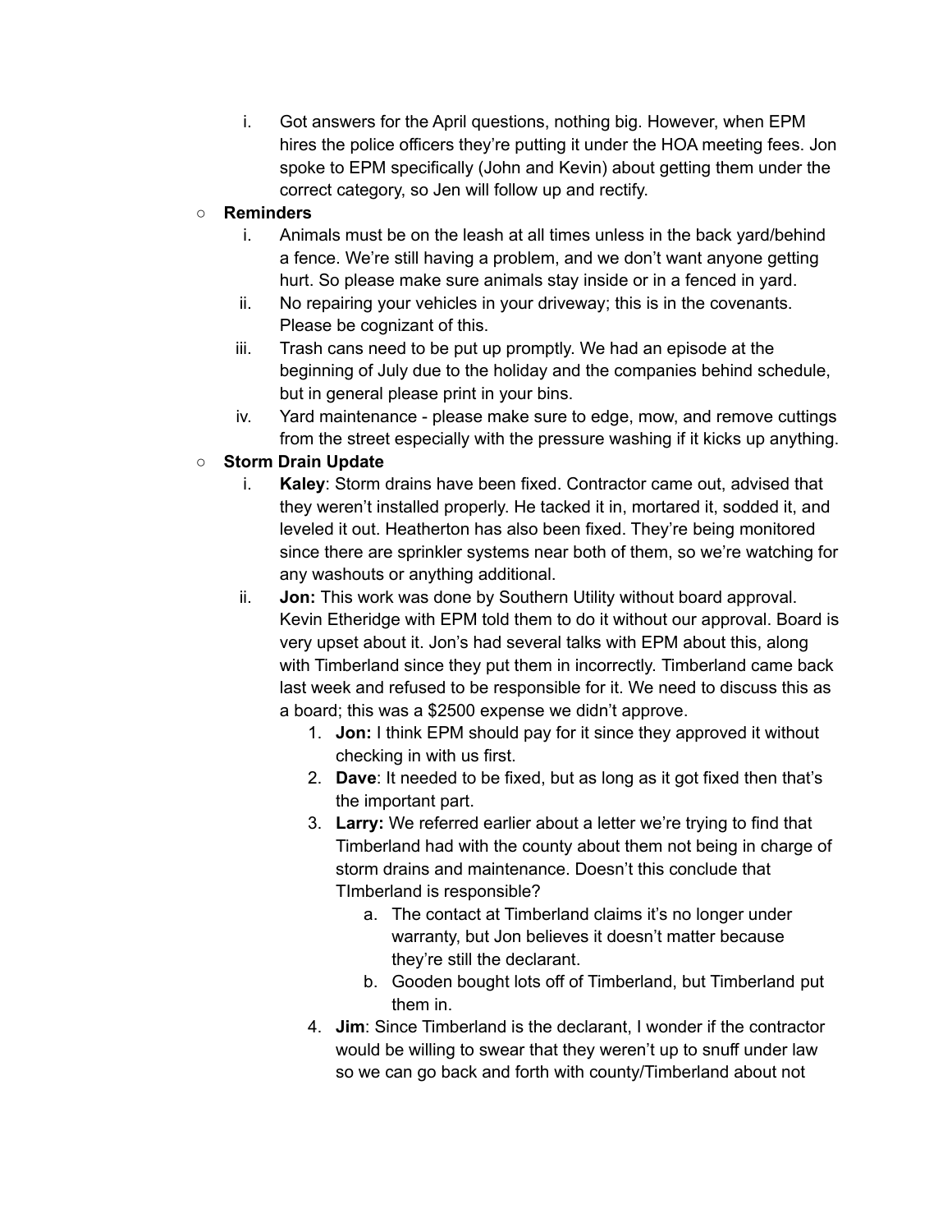i. Got answers for the April questions, nothing big. However, when EPM hires the police officers they're putting it under the HOA meeting fees. Jon spoke to EPM specifically (John and Kevin) about getting them under the correct category, so Jen will follow up and rectify.

- **Reminders**
   i. Animals must be on the leash at all times unless in the back yard/behind a fence. We're still having a problem, and we don't want anyone getting hurt. So please make sure animals stay inside or in a fenced in yard.
   ii. No repairing your vehicles in your driveway; this is in the covenants. Please be cognizant of this.
   iii. Trash cans need to be put up promptly. We had an episode at the beginning of July due to the holiday and the companies behind schedule, but in general please print in your bins.
   iv. Yard maintenance - please make sure to edge, mow, and remove cuttings from the street especially with the pressure washing if it kicks up anything.

- **Storm Drain Update**
   i. **Kaley**: Storm drains have been fixed. Contractor came out, advised that they weren't installed properly. He tacked it in, mortared it, sodded it, and leveled it out. Heatherton has also been fixed. They're being monitored since there are sprinkler systems near both of them, so we're watching for any washouts or anything additional.
   ii. **Jon:** This work was done by Southern Utility without board approval. Kevin Etheridge with EPM told them to do it without our approval. Board is very upset about it. Jon's had several talks with EPM about this, along with Timberland since they put them in incorrectly. Timberland came back last week and refused to be responsible for it. We need to discuss this as a board; this was a $2500 expense we didn't approve.
      1. **Jon:** I think EPM should pay for it since they approved it without checking in with us first.
      2. **Dave**: It needed to be fixed, but as long as it got fixed then that's the important part.
      3. **Larry:** We referred earlier about a letter we're trying to find that Timberland had with the county about them not being in charge of storm drains and maintenance. Doesn't this conclude that TImberland is responsible?
         a. The contact at Timberland claims it's no longer under warranty, but Jon believes it doesn't matter because they're still the declarant.
         b. Gooden bought lots off of Timberland, but Timberland put them in.
      4. **Jim**: Since Timberland is the declarant, I wonder if the contractor would be willing to swear that they weren't up to snuff under law so we can go back and forth with county/Timberland about not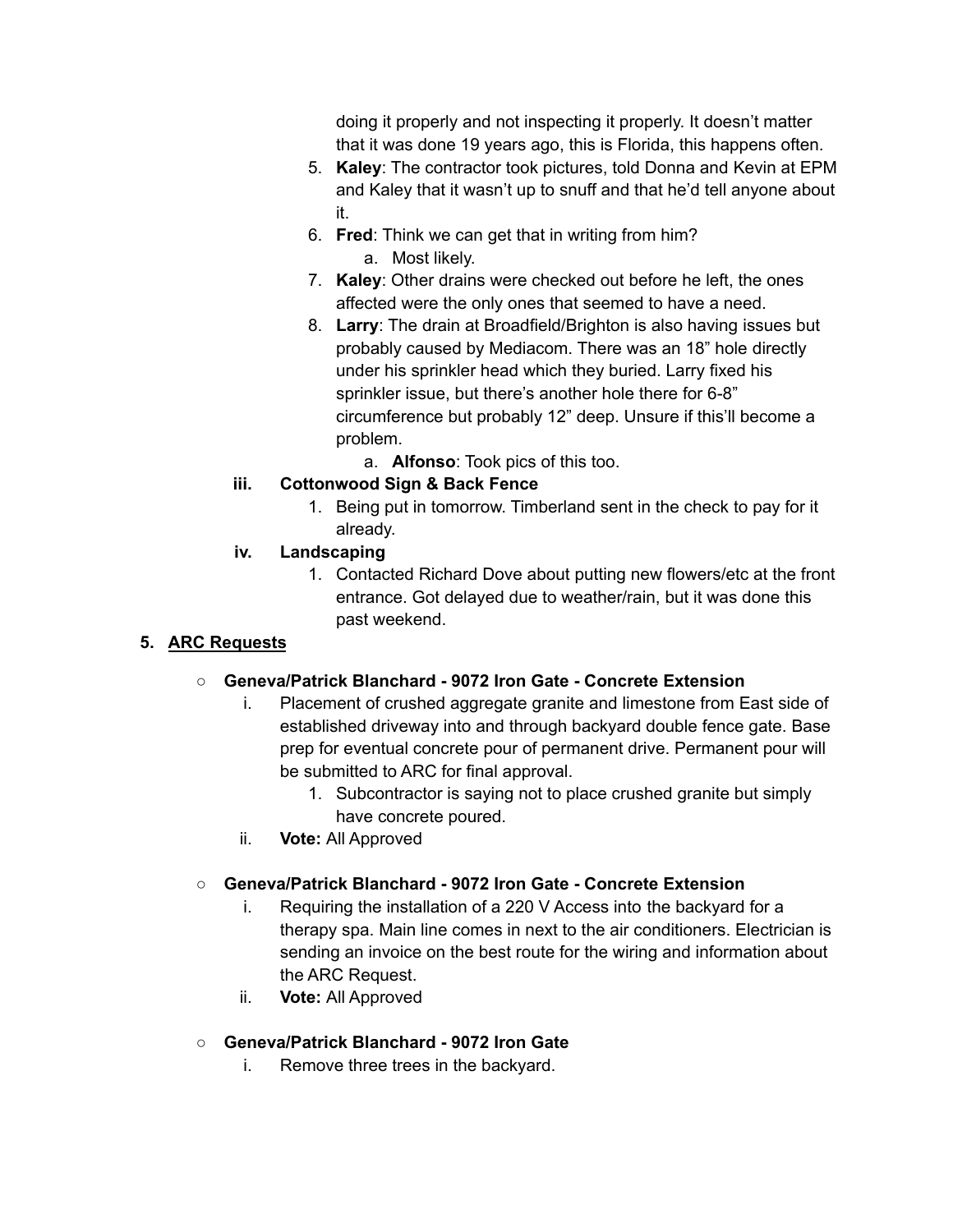doing it properly and not inspecting it properly. It doesn't matter that it was done 19 years ago, this is Florida, this happens often.

5. **Kaley**: The contractor took pictures, told Donna and Kevin at EPM and Kaley that it wasn't up to snuff and that he'd tell anyone about it.
6. **Fred**: Think we can get that in writing from him?
   a. Most likely.
7. **Kaley**: Other drains were checked out before he left, the ones affected were the only ones that seemed to have a need.
8. **Larry**: The drain at Broadfield/Brighton is also having issues but probably caused by Mediacom. There was an 18" hole directly under his sprinkler head which they buried. Larry fixed his sprinkler issue, but there's another hole there for 6-8" circumference but probably 12" deep. Unsure if this'll become a problem.
   a. **Alfonso**: Took pics of this too.

iii. **Cottonwood Sign & Back Fence**

1. Being put in tomorrow. Timberland sent in the check to pay for it already.

iv. **Landscaping**

1. Contacted Richard Dove about putting new flowers/etc at the front entrance. Got delayed due to weather/rain, but it was done this past weekend.

5. **<u>ARC Requests</u>**

- **Geneva/Patrick Blanchard - 9072 Iron Gate - Concrete Extension**
  i. Placement of crushed aggregate granite and limestone from East side of established driveway into and through backyard double fence gate. Base prep for eventual concrete pour of permanent drive. Permanent pour will be submitted to ARC for final approval.
     1. Subcontractor is saying not to place crushed granite but simply have concrete poured.
  ii. **Vote:** All Approved

- **Geneva/Patrick Blanchard - 9072 Iron Gate - Concrete Extension**
  i. Requiring the installation of a 220 V Access into the backyard for a therapy spa. Main line comes in next to the air conditioners. Electrician is sending an invoice on the best route for the wiring and information about the ARC Request.
  ii. **Vote:** All Approved

- **Geneva/Patrick Blanchard - 9072 Iron Gate**
  i. Remove three trees in the backyard.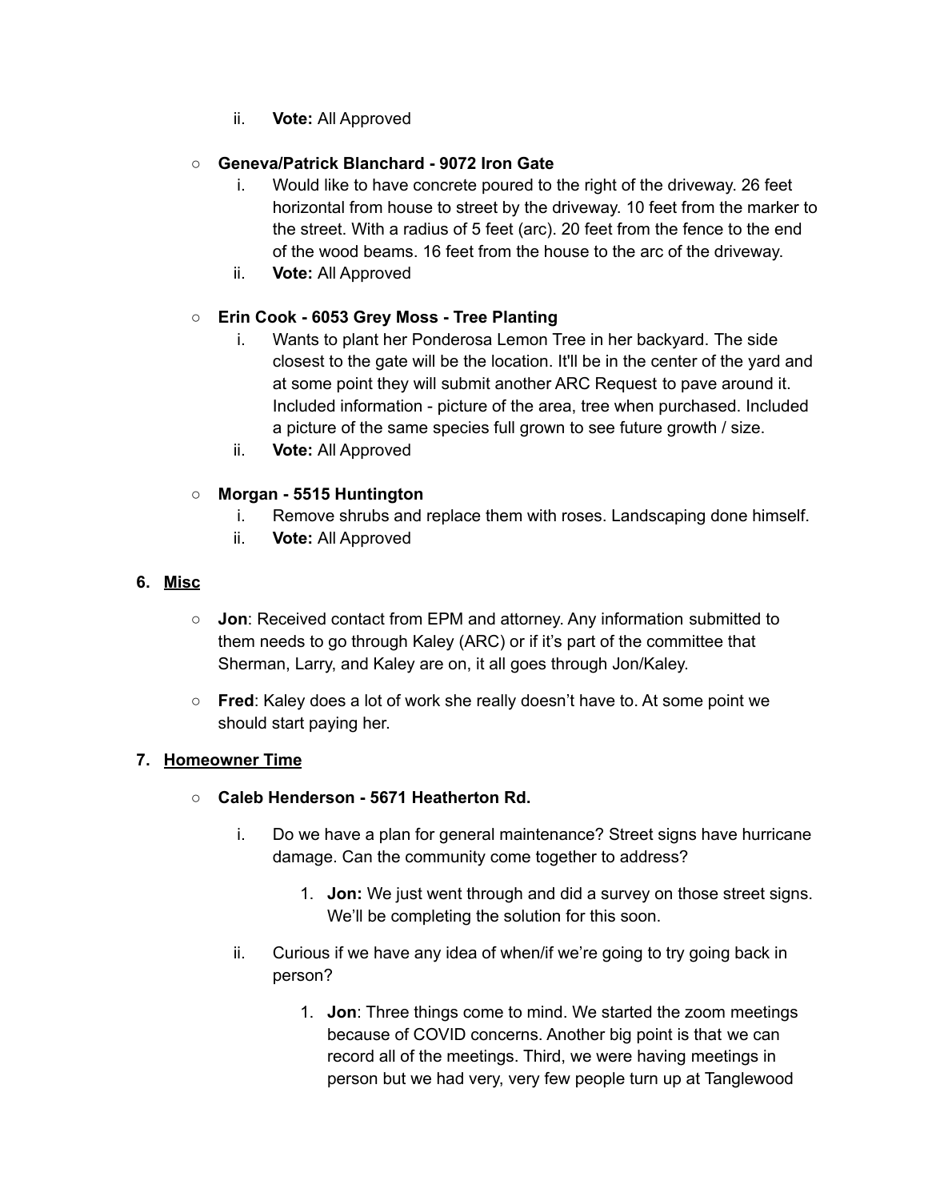ii. **Vote:** All Approved

- **Geneva/Patrick Blanchard - 9072 Iron Gate**
   i. Would like to have concrete poured to the right of the driveway. 26 feet horizontal from house to street by the driveway. 10 feet from the marker to the street. With a radius of 5 feet (arc). 20 feet from the fence to the end of the wood beams. 16 feet from the house to the arc of the driveway.
   ii. **Vote:** All Approved

- **Erin Cook - 6053 Grey Moss - Tree Planting**
   i. Wants to plant her Ponderosa Lemon Tree in her backyard. The side closest to the gate will be the location. It'll be in the center of the yard and at some point they will submit another ARC Request to pave around it. Included information - picture of the area, tree when purchased. Included a picture of the same species full grown to see future growth / size.
   ii. **Vote:** All Approved

- **Morgan - 5515 Huntington**
   i. Remove shrubs and replace them with roses. Landscaping done himself.
   ii. **Vote:** All Approved

6. **Misc**

- **Jon**: Received contact from EPM and attorney. Any information submitted to them needs to go through Kaley (ARC) or if it's part of the committee that Sherman, Larry, and Kaley are on, it all goes through Jon/Kaley.

- **Fred**: Kaley does a lot of work she really doesn't have to. At some point we should start paying her.

7. **Homeowner Time**

- **Caleb Henderson - 5671 Heatherton Rd.**

   i. Do we have a plan for general maintenance? Street signs have hurricane damage. Can the community come together to address?

      1. **Jon:** We just went through and did a survey on those street signs. We'll be completing the solution for this soon.

   ii. Curious if we have any idea of when/if we're going to try going back in person?

      1. **Jon**: Three things come to mind. We started the zoom meetings because of COVID concerns. Another big point is that we can record all of the meetings. Third, we were having meetings in person but we had very, very few people turn up at Tanglewood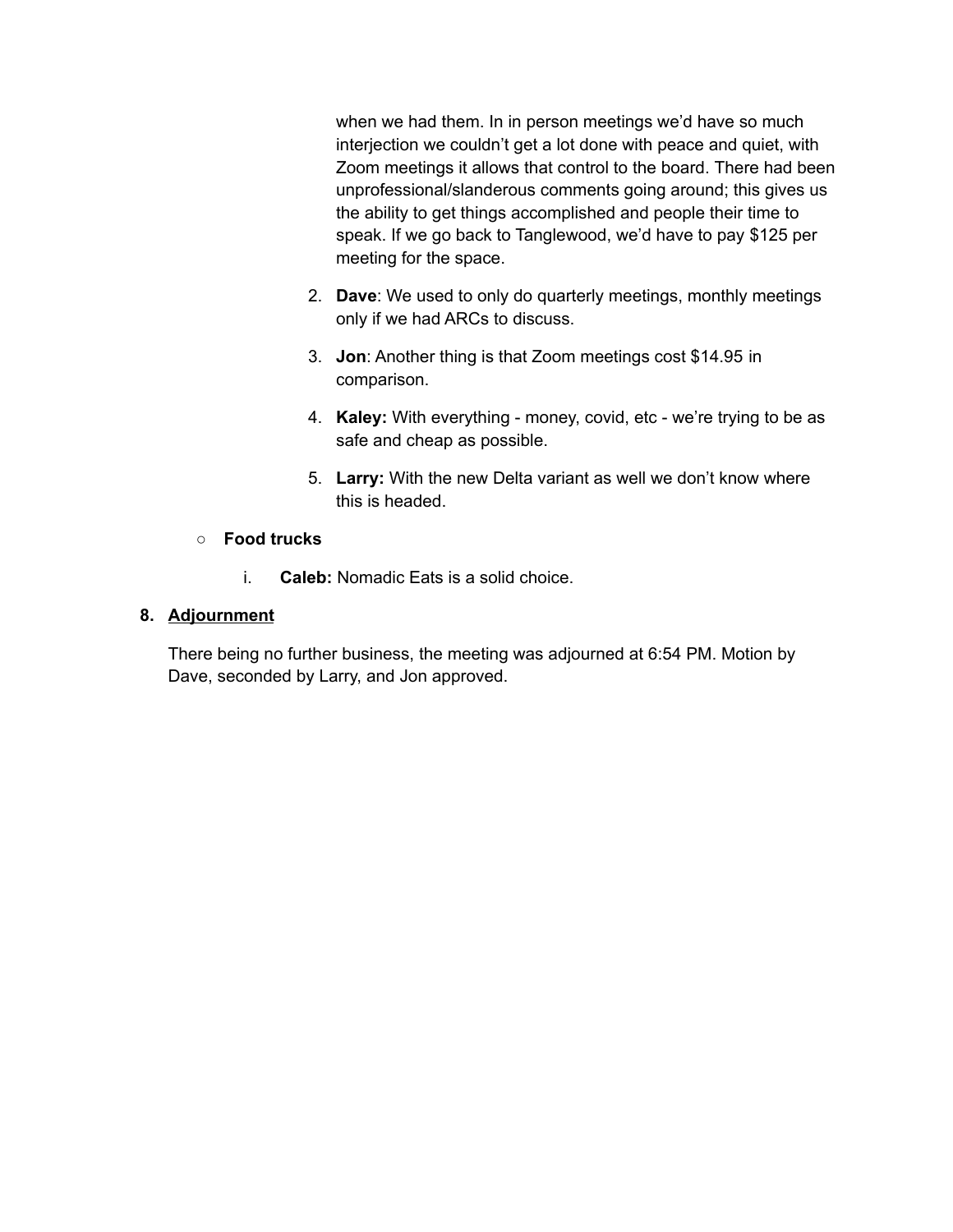when we had them. In in person meetings we'd have so much interjection we couldn't get a lot done with peace and quiet, with Zoom meetings it allows that control to the board. There had been unprofessional/slanderous comments going around; this gives us the ability to get things accomplished and people their time to speak. If we go back to Tanglewood, we'd have to pay $125 per meeting for the space.

2. **Dave**: We used to only do quarterly meetings, monthly meetings only if we had ARCs to discuss.
3. **Jon**: Another thing is that Zoom meetings cost $14.95 in comparison.
4. **Kaley:** With everything - money, covid, etc - we're trying to be as safe and cheap as possible.
5. **Larry:** With the new Delta variant as well we don't know where this is headed.

- **Food trucks**
    - i. **Caleb:** Nomadic Eats is a solid choice.

**8. <u>Adjournment</u>**

There being no further business, the meeting was adjourned at 6:54 PM. Motion by Dave, seconded by Larry, and Jon approved.